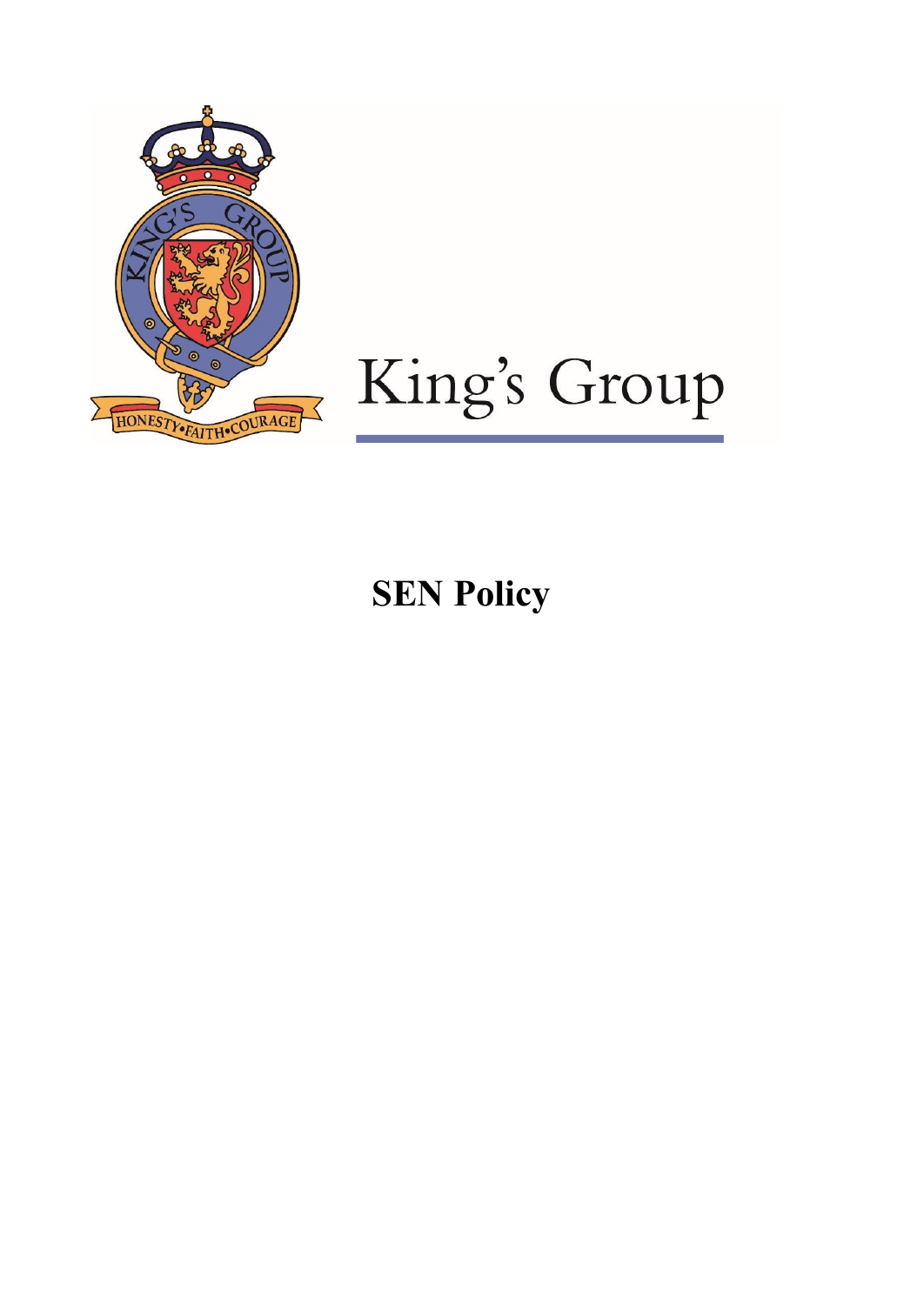King's Group

# SEN Policy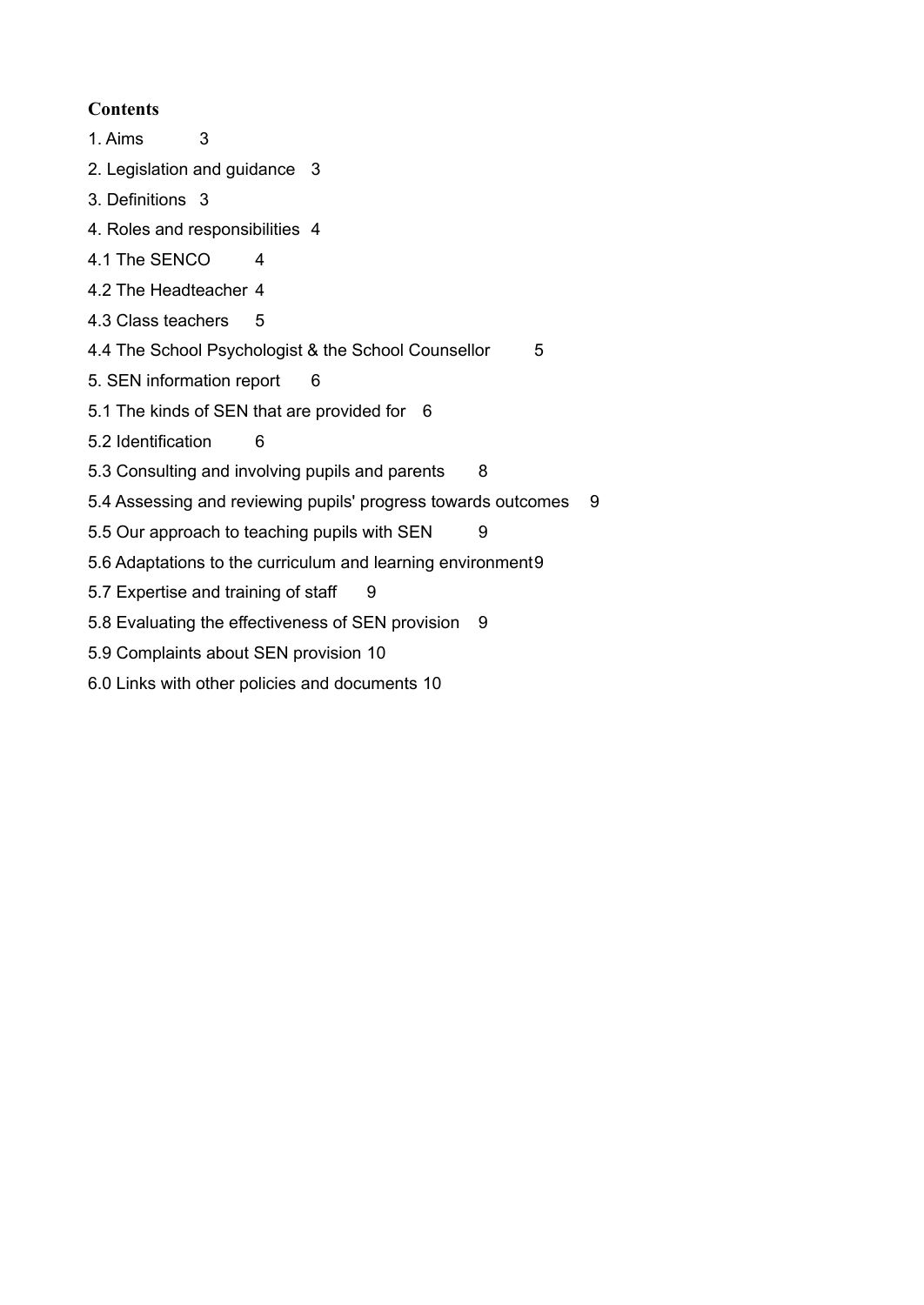**Contents**

1. Aims 3

2. Legislation and guidance 3

3. Definitions 3

4. Roles and responsibilities 4

4.1 The SENCO 4

4.2 The Headteacher 4

4.3 Class teachers 5

4.4 The School Psychologist & the School Counsellor 5

5. SEN information report 6

5.1 The kinds of SEN that are provided for 6

5.2 Identification 6

5.3 Consulting and involving pupils and parents 8

5.4 Assessing and reviewing pupils' progress towards outcomes 9

5.5 Our approach to teaching pupils with SEN 9

5.6 Adaptations to the curriculum and learning environment 9

5.7 Expertise and training of staff 9

5.8 Evaluating the effectiveness of SEN provision 9

5.9 Complaints about SEN provision 10

6.0 Links with other policies and documents 10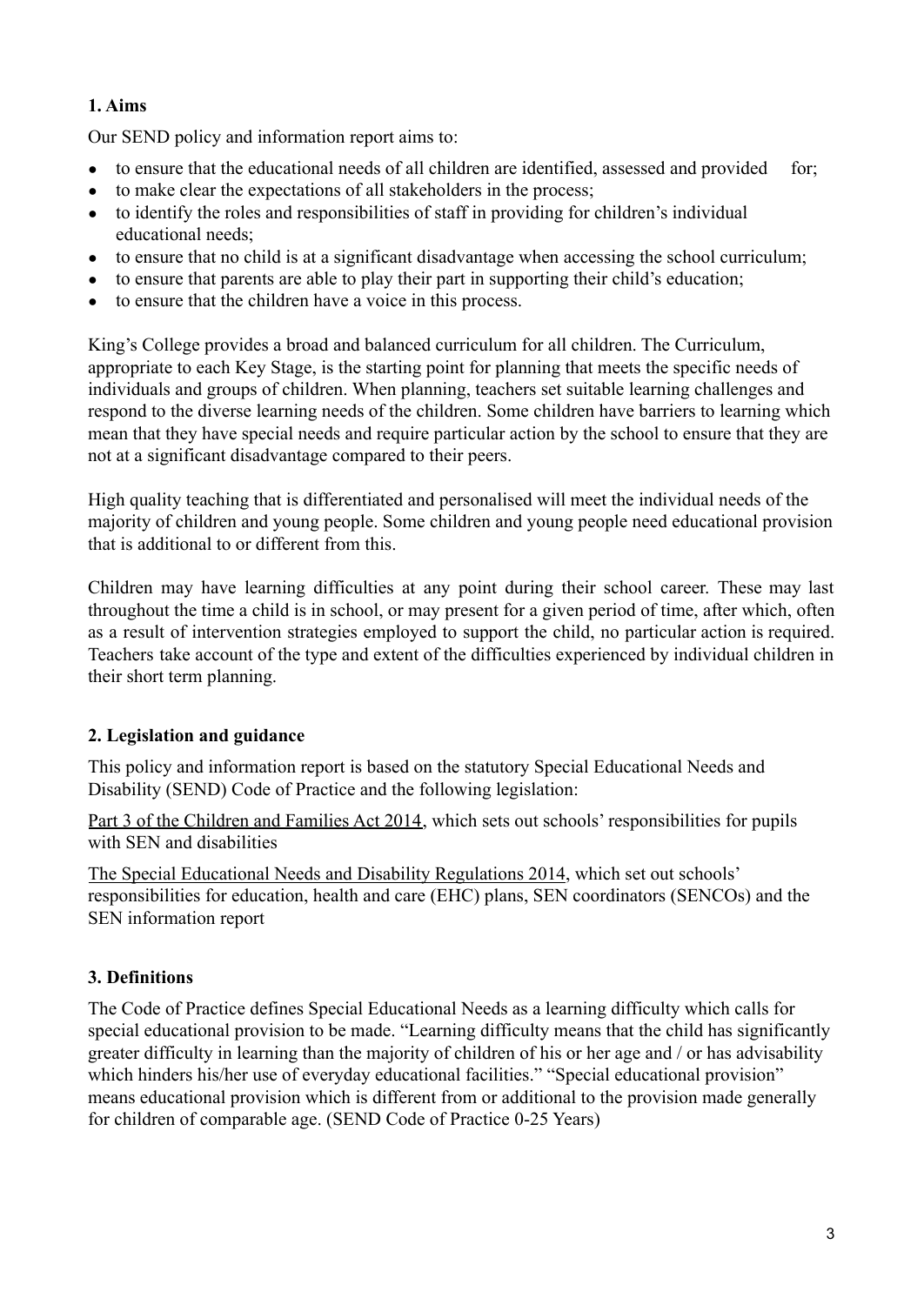## 1. Aims

Our SEND policy and information report aims to:

- to ensure that the educational needs of all children are identified, assessed and provided for;
- to make clear the expectations of all stakeholders in the process;
- to identify the roles and responsibilities of staff in providing for children's individual educational needs;
- to ensure that no child is at a significant disadvantage when accessing the school curriculum;
- to ensure that parents are able to play their part in supporting their child's education;
- to ensure that the children have a voice in this process.

King's College provides a broad and balanced curriculum for all children. The Curriculum, appropriate to each Key Stage, is the starting point for planning that meets the specific needs of individuals and groups of children. When planning, teachers set suitable learning challenges and respond to the diverse learning needs of the children. Some children have barriers to learning which mean that they have special needs and require particular action by the school to ensure that they are not at a significant disadvantage compared to their peers.

High quality teaching that is differentiated and personalised will meet the individual needs of the majority of children and young people. Some children and young people need educational provision that is additional to or different from this.

Children may have learning difficulties at any point during their school career. These may last throughout the time a child is in school, or may present for a given period of time, after which, often as a result of intervention strategies employed to support the child, no particular action is required. Teachers take account of the type and extent of the difficulties experienced by individual children in their short term planning.

## 2. Legislation and guidance

This policy and information report is based on the statutory Special Educational Needs and Disability (SEND) Code of Practice and the following legislation:

Part 3 of the Children and Families Act 2014, which sets out schools' responsibilities for pupils with SEN and disabilities

The Special Educational Needs and Disability Regulations 2014, which set out schools' responsibilities for education, health and care (EHC) plans, SEN coordinators (SENCOs) and the SEN information report

## 3. Definitions

The Code of Practice defines Special Educational Needs as a learning difficulty which calls for special educational provision to be made. "Learning difficulty means that the child has significantly greater difficulty in learning than the majority of children of his or her age and / or has advisability which hinders his/her use of everyday educational facilities." "Special educational provision" means educational provision which is different from or additional to the provision made generally for children of comparable age. (SEND Code of Practice 0-25 Years)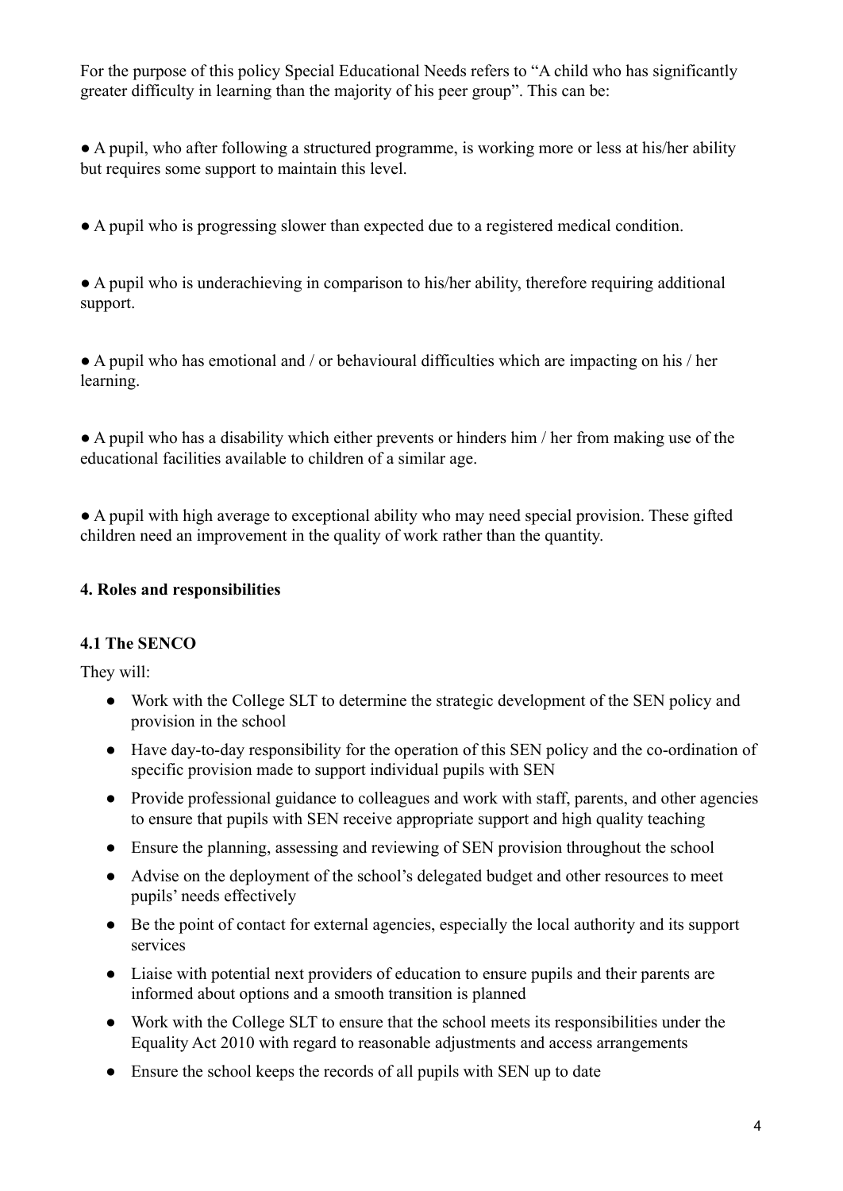For the purpose of this policy Special Educational Needs refers to "A child who has significantly greater difficulty in learning than the majority of his peer group". This can be:

● A pupil, who after following a structured programme, is working more or less at his/her ability but requires some support to maintain this level.

● A pupil who is progressing slower than expected due to a registered medical condition.

● A pupil who is underachieving in comparison to his/her ability, therefore requiring additional support.

● A pupil who has emotional and / or behavioural difficulties which are impacting on his / her learning.

● A pupil who has a disability which either prevents or hinders him / her from making use of the educational facilities available to children of a similar age.

● A pupil with high average to exceptional ability who may need special provision. These gifted children need an improvement in the quality of work rather than the quantity.

## 4. Roles and responsibilities

### 4.1 The SENCO

They will:

- Work with the College SLT to determine the strategic development of the SEN policy and provision in the school
- Have day-to-day responsibility for the operation of this SEN policy and the co-ordination of specific provision made to support individual pupils with SEN
- Provide professional guidance to colleagues and work with staff, parents, and other agencies to ensure that pupils with SEN receive appropriate support and high quality teaching
- Ensure the planning, assessing and reviewing of SEN provision throughout the school
- Advise on the deployment of the school's delegated budget and other resources to meet pupils' needs effectively
- Be the point of contact for external agencies, especially the local authority and its support services
- Liaise with potential next providers of education to ensure pupils and their parents are informed about options and a smooth transition is planned
- Work with the College SLT to ensure that the school meets its responsibilities under the Equality Act 2010 with regard to reasonable adjustments and access arrangements
- Ensure the school keeps the records of all pupils with SEN up to date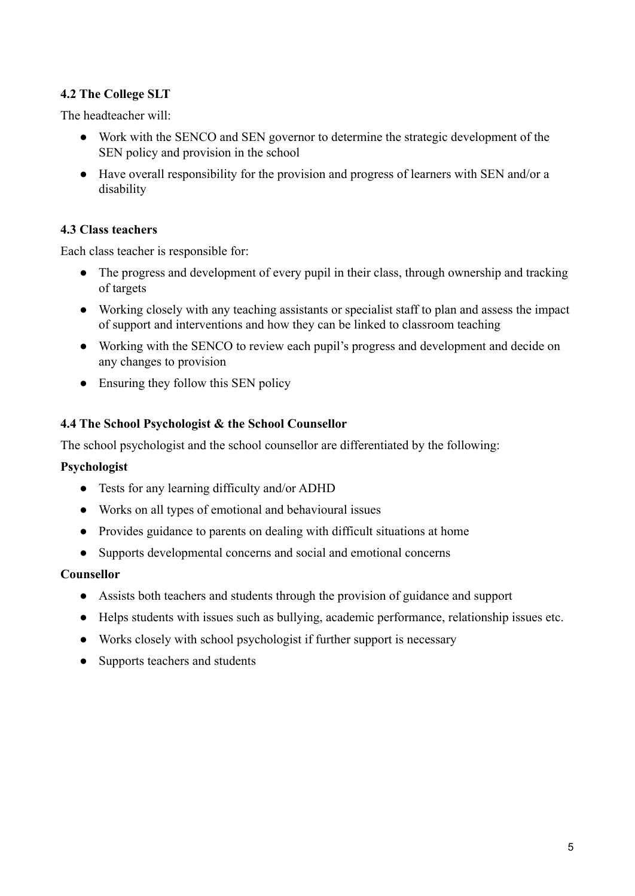### 4.2 The College SLT

The headteacher will:

- Work with the SENCO and SEN governor to determine the strategic development of the SEN policy and provision in the school
- Have overall responsibility for the provision and progress of learners with SEN and/or a disability

### 4.3 Class teachers

Each class teacher is responsible for:

- The progress and development of every pupil in their class, through ownership and tracking of targets
- Working closely with any teaching assistants or specialist staff to plan and assess the impact of support and interventions and how they can be linked to classroom teaching
- Working with the SENCO to review each pupil's progress and development and decide on any changes to provision
- Ensuring they follow this SEN policy

### 4.4 The School Psychologist & the School Counsellor

The school psychologist and the school counsellor are differentiated by the following:

**Psychologist**

- Tests for any learning difficulty and/or ADHD
- Works on all types of emotional and behavioural issues
- Provides guidance to parents on dealing with difficult situations at home
- Supports developmental concerns and social and emotional concerns

**Counsellor**

- Assists both teachers and students through the provision of guidance and support
- Helps students with issues such as bullying, academic performance, relationship issues etc.
- Works closely with school psychologist if further support is necessary
- Supports teachers and students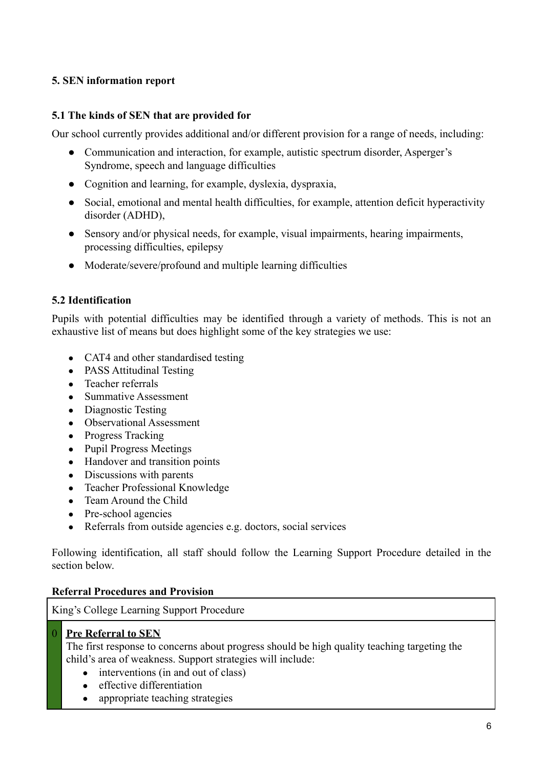## 5. SEN information report

### 5.1 The kinds of SEN that are provided for

Our school currently provides additional and/or different provision for a range of needs, including:

- Communication and interaction, for example, autistic spectrum disorder, Asperger's Syndrome, speech and language difficulties
- Cognition and learning, for example, dyslexia, dyspraxia,
- Social, emotional and mental health difficulties, for example, attention deficit hyperactivity disorder (ADHD),
- Sensory and/or physical needs, for example, visual impairments, hearing impairments, processing difficulties, epilepsy
- Moderate/severe/profound and multiple learning difficulties

### 5.2 Identification

Pupils with potential difficulties may be identified through a variety of methods. This is not an exhaustive list of means but does highlight some of the key strategies we use:

- CAT4 and other standardised testing
- PASS Attitudinal Testing
- Teacher referrals
- Summative Assessment
- Diagnostic Testing
- Observational Assessment
- Progress Tracking
- Pupil Progress Meetings
- Handover and transition points
- Discussions with parents
- Teacher Professional Knowledge
- Team Around the Child
- Pre-school agencies
- Referrals from outside agencies e.g. doctors, social services

Following identification, all staff should follow the Learning Support Procedure detailed in the section below.

**Referral Procedures and Provision**

| King's College Learning Support Procedure | |
|---|---|
| 0 | **Pre Referral to SEN**<br>The first response to concerns about progress should be high quality teaching targeting the child's area of weakness. Support strategies will include:<br>• interventions (in and out of class)<br>• effective differentiation<br>• appropriate teaching strategies |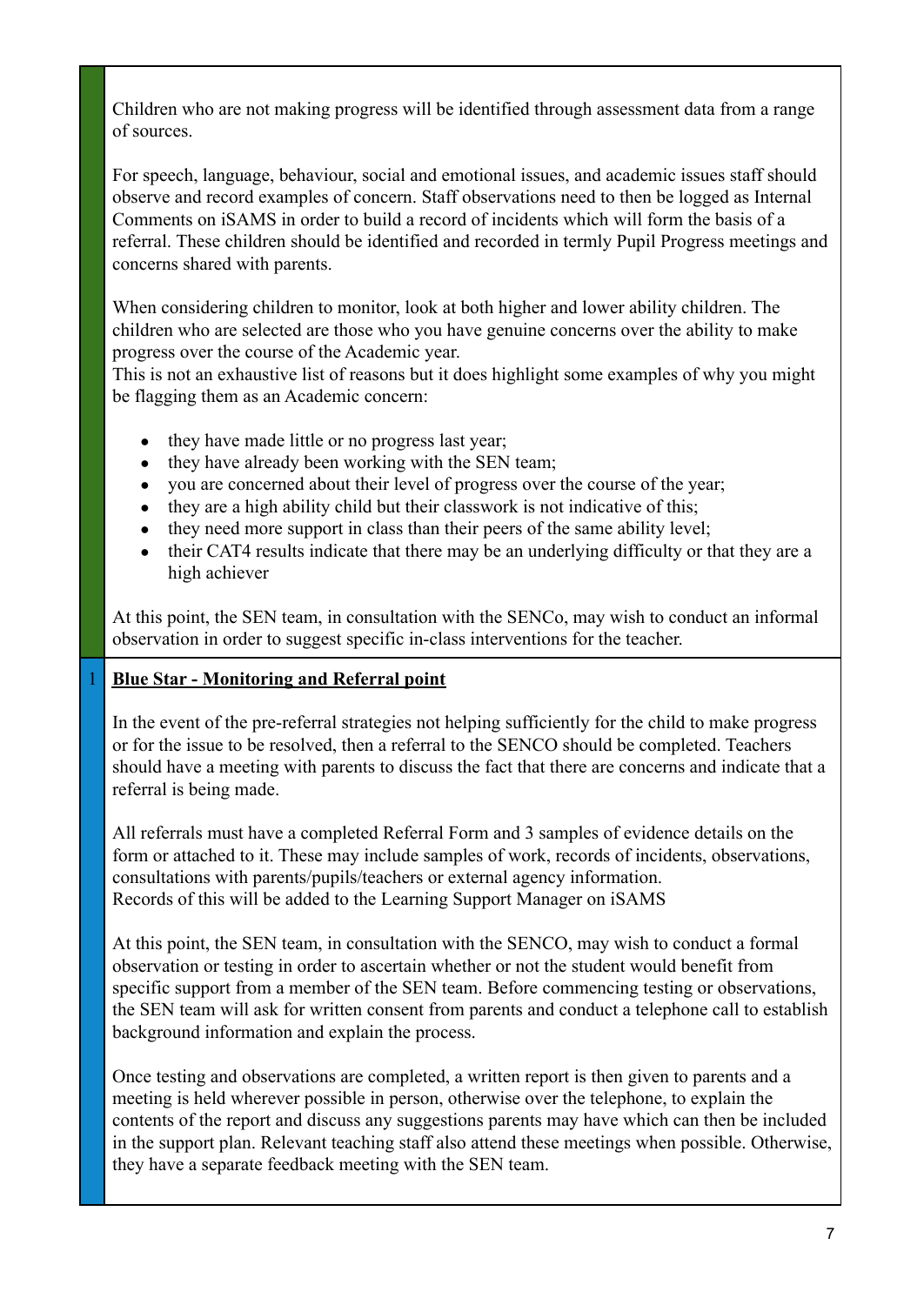Children who are not making progress will be identified through assessment data from a range of sources.

For speech, language, behaviour, social and emotional issues, and academic issues staff should observe and record examples of concern. Staff observations need to then be logged as Internal Comments on iSAMS in order to build a record of incidents which will form the basis of a referral. These children should be identified and recorded in termly Pupil Progress meetings and concerns shared with parents.

When considering children to monitor, look at both higher and lower ability children. The children who are selected are those who you have genuine concerns over the ability to make progress over the course of the Academic year.
This is not an exhaustive list of reasons but it does highlight some examples of why you might be flagging them as an Academic concern:

- they have made little or no progress last year;
- they have already been working with the SEN team;
- you are concerned about their level of progress over the course of the year;
- they are a high ability child but their classwork is not indicative of this;
- they need more support in class than their peers of the same ability level;
- their CAT4 results indicate that there may be an underlying difficulty or that they are a high achiever

At this point, the SEN team, in consultation with the SENCo, may wish to conduct an informal observation in order to suggest specific in-class interventions for the teacher.

1 **<u>Blue Star - Monitoring and Referral point</u>**

In the event of the pre-referral strategies not helping sufficiently for the child to make progress or for the issue to be resolved, then a referral to the SENCO should be completed. Teachers should have a meeting with parents to discuss the fact that there are concerns and indicate that a referral is being made.

All referrals must have a completed Referral Form and 3 samples of evidence details on the form or attached to it. These may include samples of work, records of incidents, observations, consultations with parents/pupils/teachers or external agency information.
Records of this will be added to the Learning Support Manager on iSAMS

At this point, the SEN team, in consultation with the SENCO, may wish to conduct a formal observation or testing in order to ascertain whether or not the student would benefit from specific support from a member of the SEN team. Before commencing testing or observations, the SEN team will ask for written consent from parents and conduct a telephone call to establish background information and explain the process.

Once testing and observations are completed, a written report is then given to parents and a meeting is held wherever possible in person, otherwise over the telephone, to explain the contents of the report and discuss any suggestions parents may have which can then be included in the support plan. Relevant teaching staff also attend these meetings when possible. Otherwise, they have a separate feedback meeting with the SEN team.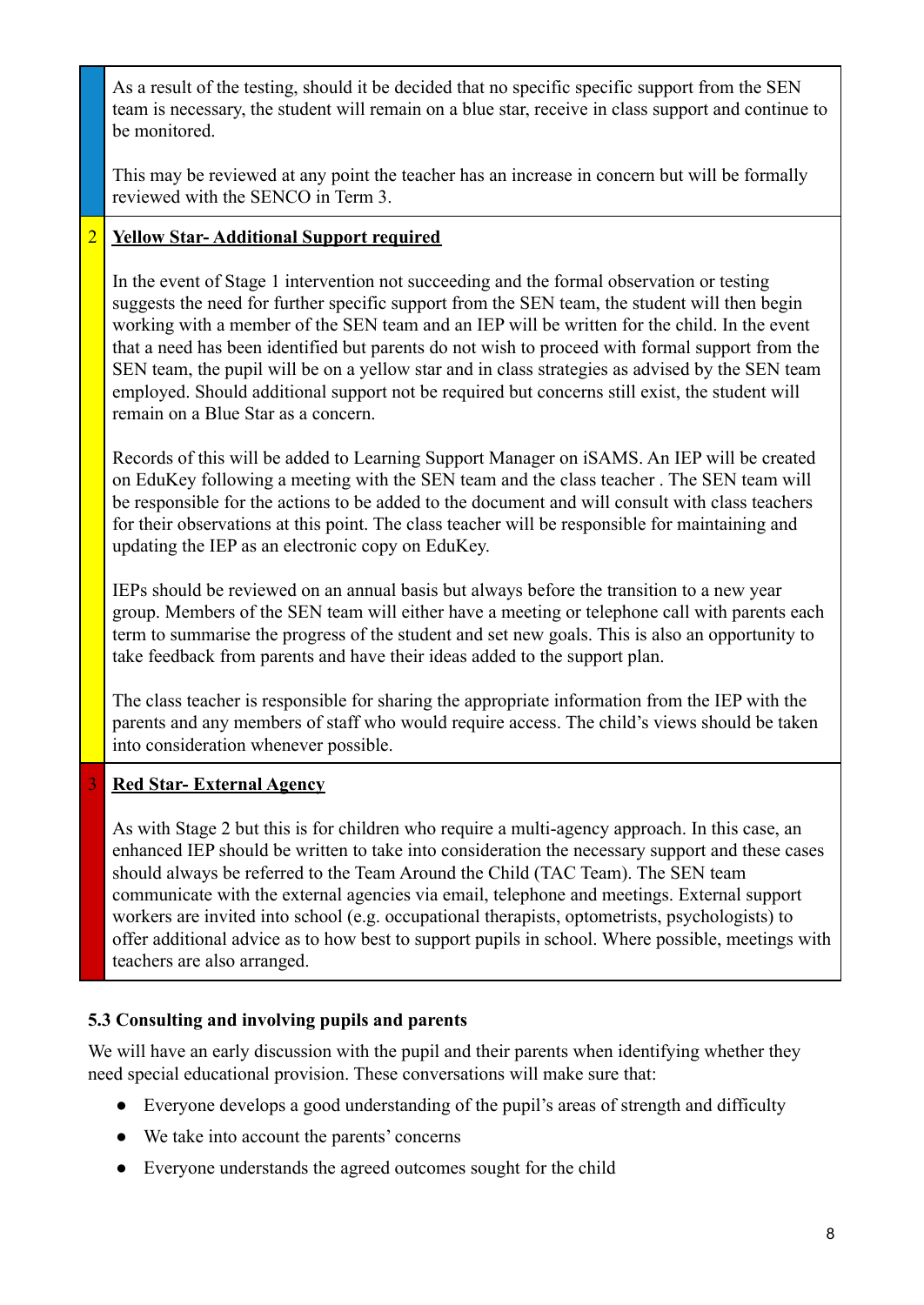| | |
|---|---|
| | As a result of the testing, should it be decided that no specific specific support from the SEN team is necessary, the student will remain on a blue star, receive in class support and continue to be monitored.<br><br>This may be reviewed at any point the teacher has an increase in concern but will be formally reviewed with the SENCO in Term 3. |
| 2 | **Yellow Star- Additional Support required**<br><br>In the event of Stage 1 intervention not succeeding and the formal observation or testing suggests the need for further specific support from the SEN team, the student will then begin working with a member of the SEN team and an IEP will be written for the child. In the event that a need has been identified but parents do not wish to proceed with formal support from the SEN team, the pupil will be on a yellow star and in class strategies as advised by the SEN team employed. Should additional support not be required but concerns still exist, the student will remain on a Blue Star as a concern.<br><br>Records of this will be added to Learning Support Manager on iSAMS. An IEP will be created on EduKey following a meeting with the SEN team and the class teacher . The SEN team will be responsible for the actions to be added to the document and will consult with class teachers for their observations at this point. The class teacher will be responsible for maintaining and updating the IEP as an electronic copy on EduKey.<br><br>IEPs should be reviewed on an annual basis but always before the transition to a new year group. Members of the SEN team will either have a meeting or telephone call with parents each term to summarise the progress of the student and set new goals. This is also an opportunity to take feedback from parents and have their ideas added to the support plan.<br><br>The class teacher is responsible for sharing the appropriate information from the IEP with the parents and any members of staff who would require access. The child's views should be taken into consideration whenever possible. |
| 3 | **Red Star- External Agency**<br><br>As with Stage 2 but this is for children who require a multi-agency approach. In this case, an enhanced IEP should be written to take into consideration the necessary support and these cases should always be referred to the Team Around the Child (TAC Team). The SEN team communicate with the external agencies via email, telephone and meetings. External support workers are invited into school (e.g. occupational therapists, optometrists, psychologists) to offer additional advice as to how best to support pupils in school. Where possible, meetings with teachers are also arranged. |

### 5.3 Consulting and involving pupils and parents

We will have an early discussion with the pupil and their parents when identifying whether they need special educational provision. These conversations will make sure that:

- Everyone develops a good understanding of the pupil's areas of strength and difficulty
- We take into account the parents' concerns
- Everyone understands the agreed outcomes sought for the child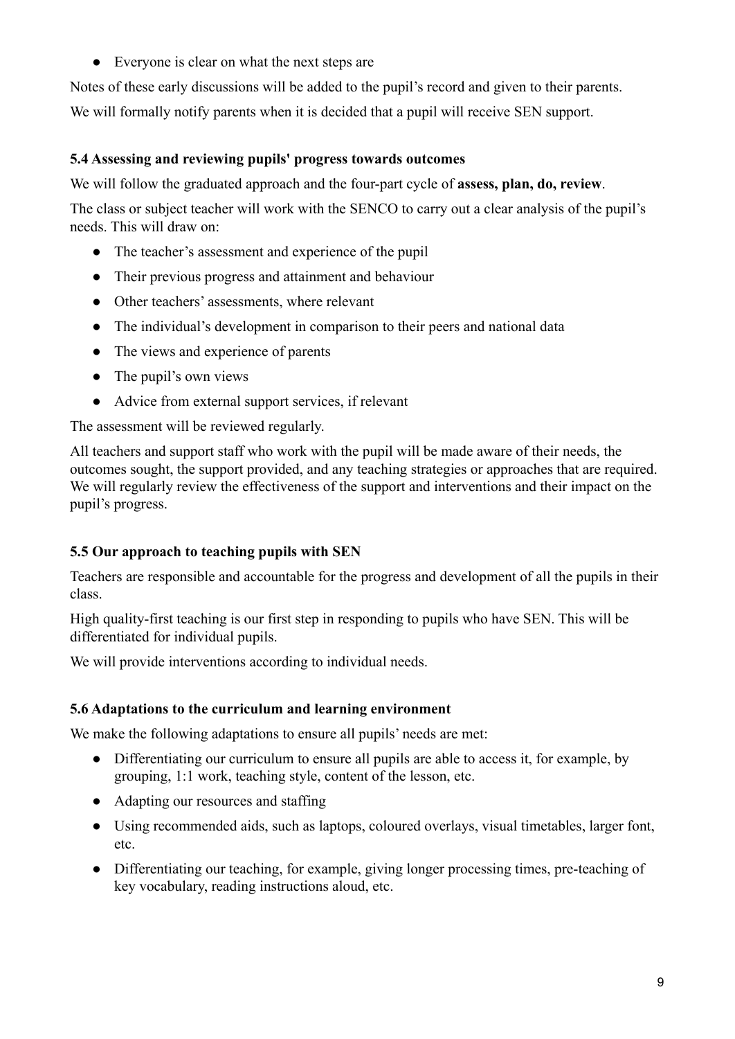- Everyone is clear on what the next steps are

Notes of these early discussions will be added to the pupil's record and given to their parents.

We will formally notify parents when it is decided that a pupil will receive SEN support.

### 5.4 Assessing and reviewing pupils' progress towards outcomes

We will follow the graduated approach and the four-part cycle of **assess, plan, do, review**.

The class or subject teacher will work with the SENCO to carry out a clear analysis of the pupil's needs. This will draw on:

- The teacher's assessment and experience of the pupil
- Their previous progress and attainment and behaviour
- Other teachers' assessments, where relevant
- The individual's development in comparison to their peers and national data
- The views and experience of parents
- The pupil's own views
- Advice from external support services, if relevant

The assessment will be reviewed regularly.

All teachers and support staff who work with the pupil will be made aware of their needs, the outcomes sought, the support provided, and any teaching strategies or approaches that are required. We will regularly review the effectiveness of the support and interventions and their impact on the pupil's progress.

### 5.5 Our approach to teaching pupils with SEN

Teachers are responsible and accountable for the progress and development of all the pupils in their class.

High quality-first teaching is our first step in responding to pupils who have SEN. This will be differentiated for individual pupils.

We will provide interventions according to individual needs.

### 5.6 Adaptations to the curriculum and learning environment

We make the following adaptations to ensure all pupils' needs are met:

- Differentiating our curriculum to ensure all pupils are able to access it, for example, by grouping, 1:1 work, teaching style, content of the lesson, etc.
- Adapting our resources and staffing
- Using recommended aids, such as laptops, coloured overlays, visual timetables, larger font, etc.
- Differentiating our teaching, for example, giving longer processing times, pre-teaching of key vocabulary, reading instructions aloud, etc.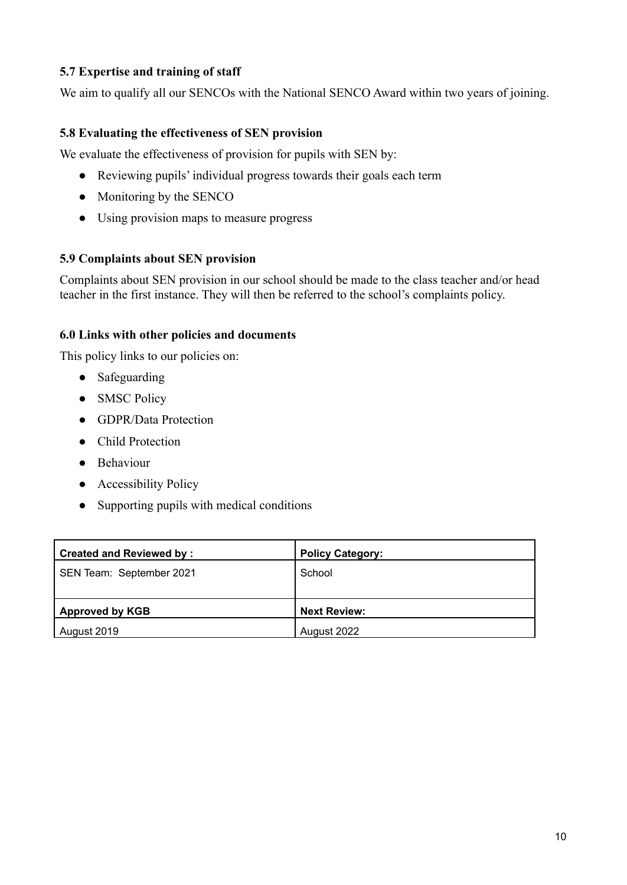### 5.7 Expertise and training of staff

We aim to qualify all our SENCOs with the National SENCO Award within two years of joining.

### 5.8 Evaluating the effectiveness of SEN provision

We evaluate the effectiveness of provision for pupils with SEN by:

- Reviewing pupils' individual progress towards their goals each term
- Monitoring by the SENCO
- Using provision maps to measure progress

### 5.9 Complaints about SEN provision

Complaints about SEN provision in our school should be made to the class teacher and/or head teacher in the first instance. They will then be referred to the school's complaints policy.

### 6.0 Links with other policies and documents

This policy links to our policies on:

- Safeguarding
- SMSC Policy
- GDPR/Data Protection
- Child Protection
- Behaviour
- Accessibility Policy
- Supporting pupils with medical conditions

| **Created and Reviewed by :** | **Policy Category:** |
|---|---|
| SEN Team: September 2021 | School |
| **Approved by KGB** | **Next Review:** |
| August 2019 | August 2022 |